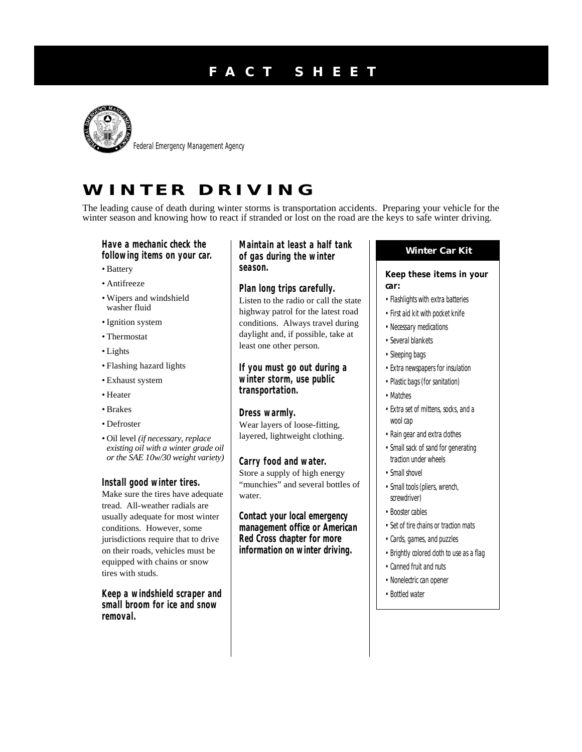# FACT SHEET

Federal Emergency Management Agency

## WINTER DRIVING

The leading cause of death during winter storms is transportation accidents. Preparing your vehicle for the winter season and knowing how to react if stranded or lost on the road are the keys to safe winter driving.

**Have a mechanic check the following items on your car.**

- Battery
- Antifreeze
- Wipers and windshield washer fluid
- Ignition system
- Thermostat
- Lights
- Flashing hazard lights
- Exhaust system
- Heater
- Brakes
- Defroster
- Oil level *(if necessary, replace existing oil with a winter grade oil or the SAE 10w/30 weight variety)*

**Install good winter tires.**
Make sure the tires have adequate tread. All-weather radials are usually adequate for most winter conditions. However, some jurisdictions require that to drive on their roads, vehicles must be equipped with chains or snow tires with studs.

**Keep a windshield scraper and small broom for ice and snow removal.**

**Maintain at least a half tank of gas during the winter season.**

**Plan long trips carefully.**
Listen to the radio or call the state highway patrol for the latest road conditions. Always travel during daylight and, if possible, take at least one other person.

**If you must go out during a winter storm, use public transportation.**

**Dress warmly.**
Wear layers of loose-fitting, layered, lightweight clothing.

**Carry food and water.**
Store a supply of high energy "munchies" and several bottles of water.

**Contact your local emergency management office or American Red Cross chapter for more information on winter driving.**

### Winter Car Kit

**Keep these items in your car:**

- Flashlights with extra batteries
- First aid kit with pocket knife
- Necessary medications
- Several blankets
- Sleeping bags
- Extra newspapers for insulation
- Plastic bags (for sanitation)
- Matches
- Extra set of mittens, socks, and a wool cap
- Rain gear and extra clothes
- Small sack of sand for generating traction under wheels
- Small shovel
- Small tools (pliers, wrench, screwdriver)
- Booster cables
- Set of tire chains or traction mats
- Cards, games, and puzzles
- Brightly colored cloth to use as a flag
- Canned fruit and nuts
- Nonelectric can opener
- Bottled water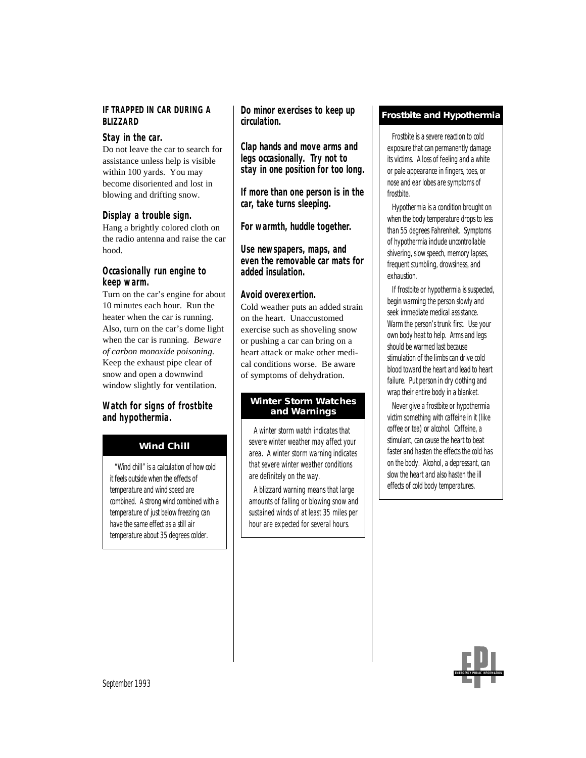**IF TRAPPED IN CAR DURING A BLIZZARD**

**Stay in the car.**

Do not leave the car to search for assistance unless help is visible within 100 yards. You may become disoriented and lost in blowing and drifting snow.

**Display a trouble sign.**

Hang a brightly colored cloth on the radio antenna and raise the car hood.

**Occasionally run engine to keep warm.**

Turn on the car's engine for about 10 minutes each hour. Run the heater when the car is running. Also, turn on the car's dome light when the car is running. *Beware of carbon monoxide poisoning.* Keep the exhaust pipe clear of snow and open a downwind window slightly for ventilation.

**Watch for signs of frostbite and hypothermia.**

## Wind Chill

"Wind chill" is a calculation of how cold it feels outside when the effects of temperature and wind speed are combined. A strong wind combined with a temperature of just below freezing can have the same effect as a still air temperature about 35 degrees colder.

**Do minor exercises to keep up circulation.**

**Clap hands and move arms and legs occasionally. Try not to stay in one position for too long.**

**If more than one person is in the car, take turns sleeping.**

**For warmth, huddle together.**

**Use newspapers, maps, and even the removable car mats for added insulation.**

**Avoid overexertion.**

Cold weather puts an added strain on the heart. Unaccustomed exercise such as shoveling snow or pushing a car can bring on a heart attack or make other medical conditions worse. Be aware of symptoms of dehydration.

## Winter Storm Watches and Warnings

A winter storm watch indicates that severe winter weather may affect your area. A winter storm warning indicates that severe winter weather conditions are definitely on the way.

A blizzard warning means that large amounts of falling or blowing snow and sustained winds of at least 35 miles per hour are expected for several hours.

## Frostbite and Hypothermia

Frostbite is a severe reaction to cold exposure that can permanently damage its victims. A loss of feeling and a white or pale appearance in fingers, toes, or nose and ear lobes are symptoms of frostbite.

Hypothermia is a condition brought on when the body temperature drops to less than 55 degrees Fahrenheit. Symptoms of hypothermia include uncontrollable shivering, slow speech, memory lapses, frequent stumbling, drowsiness, and exhaustion.

If frostbite or hypothermia is suspected, begin warming the person slowly and seek immediate medical assistance. Warm the person's trunk first. Use your own body heat to help. Arms and legs should be warmed last because stimulation of the limbs can drive cold blood toward the heart and lead to heart failure. Put person in dry clothing and wrap their entire body in a blanket.

Never give a frostbite or hypothermia victim something with caffeine in it (like coffee or tea) or alcohol. Caffeine, a stimulant, can cause the heart to beat faster and hasten the effects the cold has on the body. Alcohol, a depressant, can slow the heart and also hasten the ill effects of cold body temperatures.

*September 1993*

EPI EMERGENCY PUBLIC INFORMATION